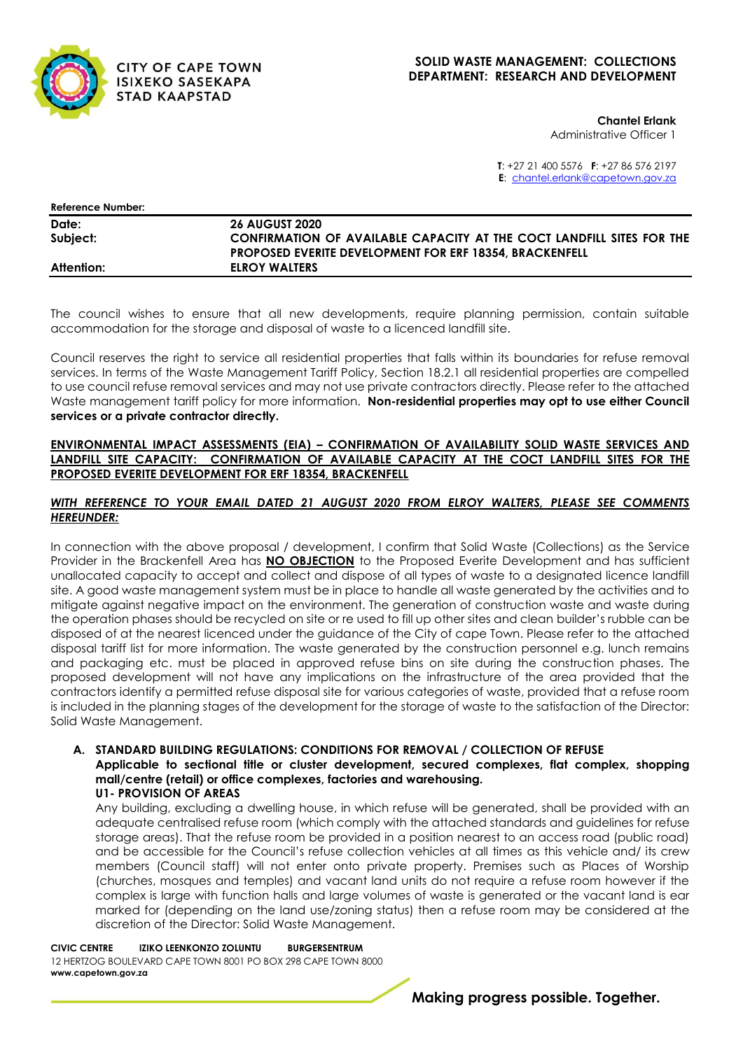CITY OF CAPE TOWN
ISIXEKO SASEKAPA
STAD KAAPSTAD

**SOLID WASTE MANAGEMENT: COLLECTIONS**
**DEPARTMENT: RESEARCH AND DEVELOPMENT**

**Chantel Erlank**
Administrative Officer 1

**T**: +27 21 400 5576 **F**: +27 86 576 2197
**E**: chantel.erlank@capetown.gov.za

| **Reference Number:** | |
|---|---|
| **Date:** | **26 AUGUST 2020** |
| **Subject:** | **CONFIRMATION OF AVAILABLE CAPACITY AT THE COCT LANDFILL SITES FOR THE PROPOSED EVERITE DEVELOPMENT FOR ERF 18354, BRACKENFELL** |
| **Attention:** | **ELROY WALTERS** |

The council wishes to ensure that all new developments, require planning permission, contain suitable accommodation for the storage and disposal of waste to a licenced landfill site.

Council reserves the right to service all residential properties that falls within its boundaries for refuse removal services. In terms of the Waste Management Tariff Policy, Section 18.2.1 all residential properties are compelled to use council refuse removal services and may not use private contractors directly. Please refer to the attached Waste management tariff policy for more information. **Non-residential properties may opt to use either Council services or a private contractor directly.**

**ENVIRONMENTAL IMPACT ASSESSMENTS (EIA) – CONFIRMATION OF AVAILABILITY SOLID WASTE SERVICES AND LANDFILL SITE CAPACITY: CONFIRMATION OF AVAILABLE CAPACITY AT THE COCT LANDFILL SITES FOR THE PROPOSED EVERITE DEVELOPMENT FOR ERF 18354, BRACKENFELL**

***WITH REFERENCE TO YOUR EMAIL DATED 21 AUGUST 2020 FROM ELROY WALTERS, PLEASE SEE COMMENTS HEREUNDER:***

In connection with the above proposal / development, I confirm that Solid Waste (Collections) as the Service Provider in the Brackenfell Area has **NO OBJECTION** to the Proposed Everite Development and has sufficient unallocated capacity to accept and collect and dispose of all types of waste to a designated licence landfill site. A good waste management system must be in place to handle all waste generated by the activities and to mitigate against negative impact on the environment. The generation of construction waste and waste during the operation phases should be recycled on site or re used to fill up other sites and clean builder's rubble can be disposed of at the nearest licenced under the guidance of the City of cape Town. Please refer to the attached disposal tariff list for more information. The waste generated by the construction personnel e.g. lunch remains and packaging etc. must be placed in approved refuse bins on site during the construction phases. The proposed development will not have any implications on the infrastructure of the area provided that the contractors identify a permitted refuse disposal site for various categories of waste, provided that a refuse room is included in the planning stages of the development for the storage of waste to the satisfaction of the Director: Solid Waste Management.

**A. STANDARD BUILDING REGULATIONS: CONDITIONS FOR REMOVAL / COLLECTION OF REFUSE**
**Applicable to sectional title or cluster development, secured complexes, flat complex, shopping mall/centre (retail) or office complexes, factories and warehousing.**
**U1- PROVISION OF AREAS**
Any building, excluding a dwelling house, in which refuse will be generated, shall be provided with an adequate centralised refuse room (which comply with the attached standards and guidelines for refuse storage areas). That the refuse room be provided in a position nearest to an access road (public road) and be accessible for the Council's refuse collection vehicles at all times as this vehicle and/ its crew members (Council staff) will not enter onto private property. Premises such as Places of Worship (churches, mosques and temples) and vacant land units do not require a refuse room however if the complex is large with function halls and large volumes of waste is generated or the vacant land is ear marked for (depending on the land use/zoning status) then a refuse room may be considered at the discretion of the Director: Solid Waste Management.

**CIVIC CENTRE IZIKO LEENKONZO ZOLUNTU BURGERSENTRUM**
12 HERTZOG BOULEVARD CAPE TOWN 8001 PO BOX 298 CAPE TOWN 8000
**www.capetown.gov.za**

**Making progress possible. Together.**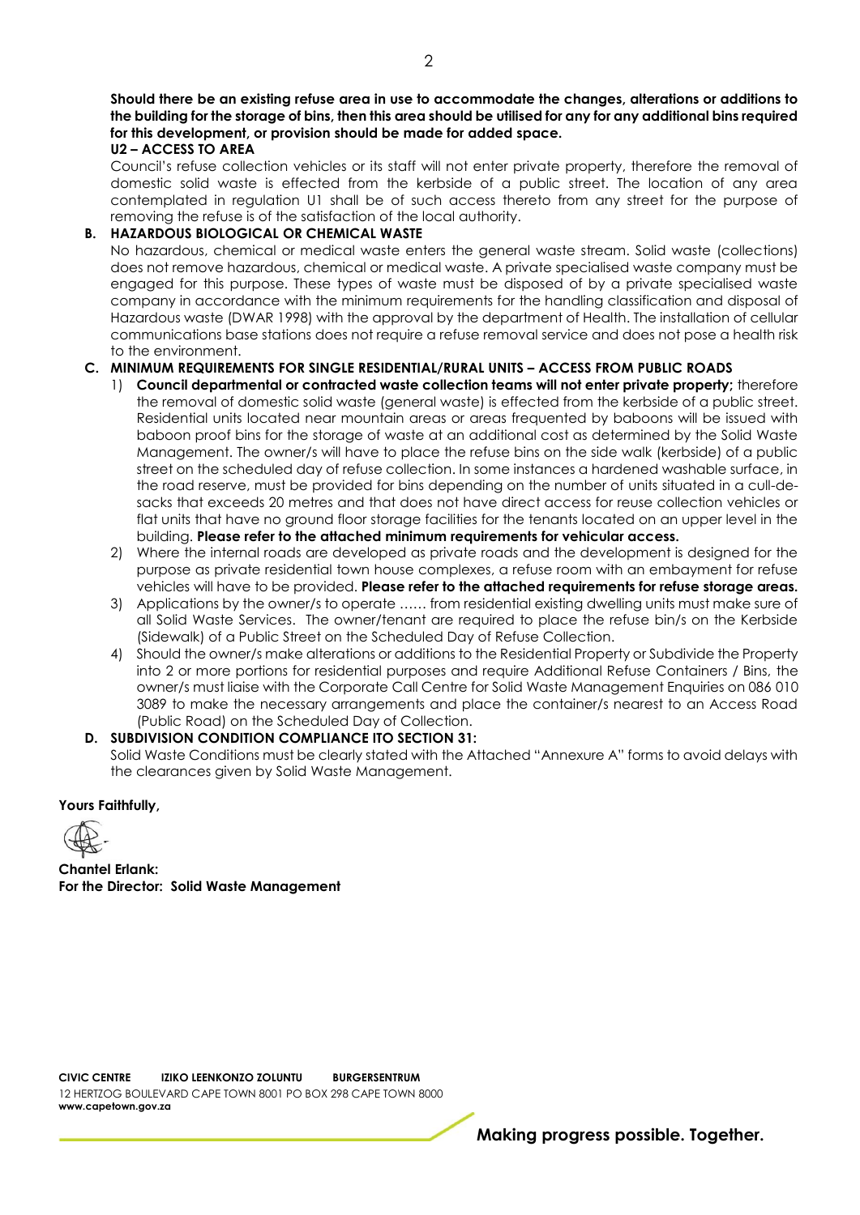**Should there be an existing refuse area in use to accommodate the changes, alterations or additions to the building for the storage of bins, then this area should be utilised for any for any additional bins required for this development, or provision should be made for added space.**

**U2 – ACCESS TO AREA**

Council's refuse collection vehicles or its staff will not enter private property, therefore the removal of domestic solid waste is effected from the kerbside of a public street. The location of any area contemplated in regulation U1 shall be of such access thereto from any street for the purpose of removing the refuse is of the satisfaction of the local authority.

**B. HAZARDOUS BIOLOGICAL OR CHEMICAL WASTE**

No hazardous, chemical or medical waste enters the general waste stream. Solid waste (collections) does not remove hazardous, chemical or medical waste. A private specialised waste company must be engaged for this purpose. These types of waste must be disposed of by a private specialised waste company in accordance with the minimum requirements for the handling classification and disposal of Hazardous waste (DWAR 1998) with the approval by the department of Health. The installation of cellular communications base stations does not require a refuse removal service and does not pose a health risk to the environment.

**C. MINIMUM REQUIREMENTS FOR SINGLE RESIDENTIAL/RURAL UNITS – ACCESS FROM PUBLIC ROADS**

1) **Council departmental or contracted waste collection teams will not enter private property;** therefore the removal of domestic solid waste (general waste) is effected from the kerbside of a public street. Residential units located near mountain areas or areas frequented by baboons will be issued with baboon proof bins for the storage of waste at an additional cost as determined by the Solid Waste Management. The owner/s will have to place the refuse bins on the side walk (kerbside) of a public street on the scheduled day of refuse collection. In some instances a hardened washable surface, in the road reserve, must be provided for bins depending on the number of units situated in a cull-de-sacks that exceeds 20 metres and that does not have direct access for reuse collection vehicles or flat units that have no ground floor storage facilities for the tenants located on an upper level in the building. **Please refer to the attached minimum requirements for vehicular access.**
2) Where the internal roads are developed as private roads and the development is designed for the purpose as private residential town house complexes, a refuse room with an embayment for refuse vehicles will have to be provided. **Please refer to the attached requirements for refuse storage areas.**
3) Applications by the owner/s to operate …… from residential existing dwelling units must make sure of all Solid Waste Services. The owner/tenant are required to place the refuse bin/s on the Kerbside (Sidewalk) of a Public Street on the Scheduled Day of Refuse Collection.
4) Should the owner/s make alterations or additions to the Residential Property or Subdivide the Property into 2 or more portions for residential purposes and require Additional Refuse Containers / Bins, the owner/s must liaise with the Corporate Call Centre for Solid Waste Management Enquiries on 086 010 3089 to make the necessary arrangements and place the container/s nearest to an Access Road (Public Road) on the Scheduled Day of Collection.

**D. SUBDIVISION CONDITION COMPLIANCE ITO SECTION 31:**

Solid Waste Conditions must be clearly stated with the Attached "Annexure A" forms to avoid delays with the clearances given by Solid Waste Management.

**Yours Faithfully,**

**Chantel Erlank:**
**For the Director: Solid Waste Management**

**CIVIC CENTRE IZIKO LEENKONZO ZOLUNTU BURGERSENTRUM**
12 HERTZOG BOULEVARD CAPE TOWN 8001 PO BOX 298 CAPE TOWN 8000
**www.capetown.gov.za**

**Making progress possible. Together.**